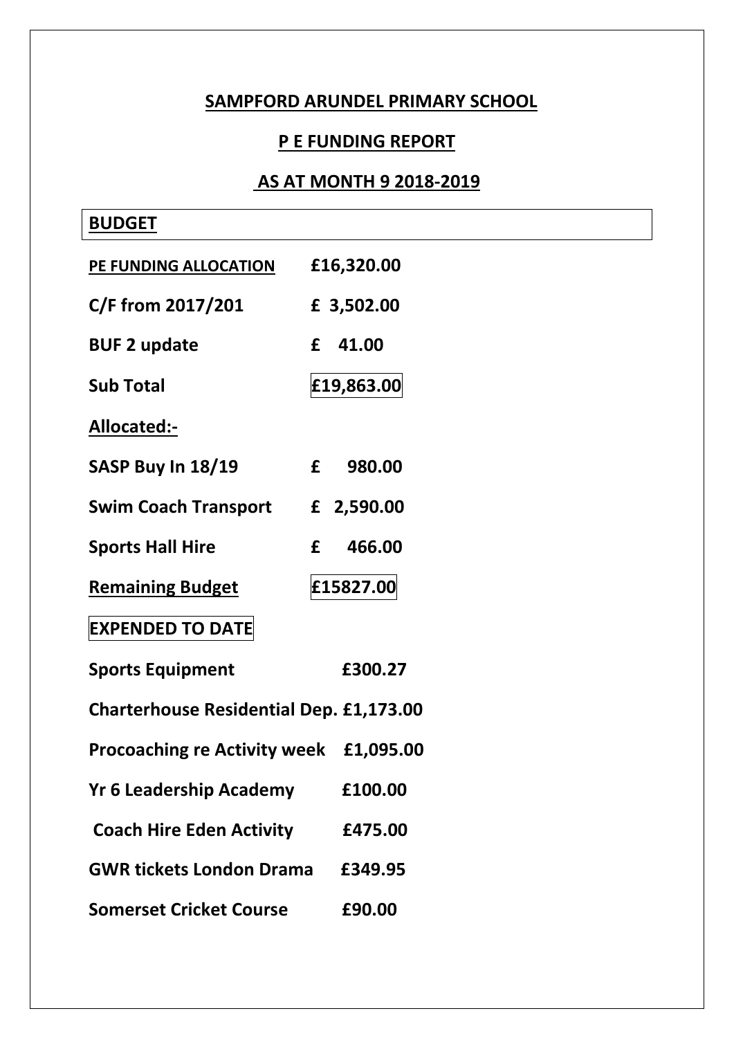# SAMPFORD ARUNDEL PRIMARY SCHOOL

## P E FUNDING REPORT

## AS AT MONTH 9 2018-2019

**BUDGET**

| | |
|---|---|
| **PE FUNDING ALLOCATION** | **£16,320.00** |
| **C/F from 2017/201** | **£ 3,502.00** |
| **BUF 2 update** | **£ 41.00** |
| **Sub Total** | **£19,863.00** |

**Allocated:-**

| | |
|---|---|
| **SASP Buy In 18/19** | **£ 980.00** |
| **Swim Coach Transport** | **£ 2,590.00** |
| **Sports Hall Hire** | **£ 466.00** |
| **Remaining Budget** | **£15827.00** |

**EXPENDED TO DATE**

| | |
|---|---|
| **Sports Equipment** | **£300.27** |
| **Charterhouse Residential Dep.** | **£1,173.00** |
| **Procoaching re Activity week** | **£1,095.00** |
| **Yr 6 Leadership Academy** | **£100.00** |
| **Coach Hire Eden Activity** | **£475.00** |
| **GWR tickets London Drama** | **£349.95** |
| **Somerset Cricket Course** | **£90.00** |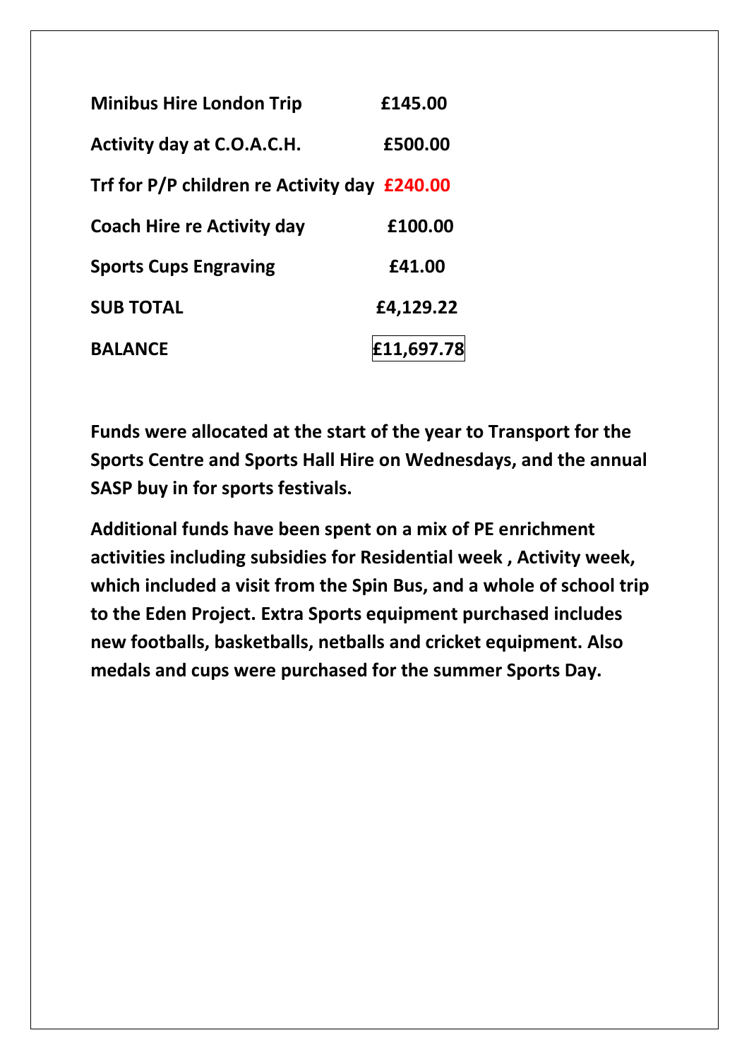| | |
|---|---|
| **Minibus Hire London Trip** | **£145.00** |
| **Activity day at C.O.A.C.H.** | **£500.00** |
| **Trf for P/P children re Activity day** | **£240.00** |
| **Coach Hire re Activity day** | **£100.00** |
| **Sports Cups Engraving** | **£41.00** |
| **SUB TOTAL** | **£4,129.22** |
| **BALANCE** | **£11,697.78** |

**Funds were allocated at the start of the year to Transport for the Sports Centre and Sports Hall Hire on Wednesdays, and the annual SASP buy in for sports festivals.**

**Additional funds have been spent on a mix of PE enrichment activities including subsidies for Residential week , Activity week, which included a visit from the Spin Bus, and a whole of school trip to the Eden Project. Extra Sports equipment purchased includes new footballs, basketballs, netballs and cricket equipment. Also medals and cups were purchased for the summer Sports Day.**